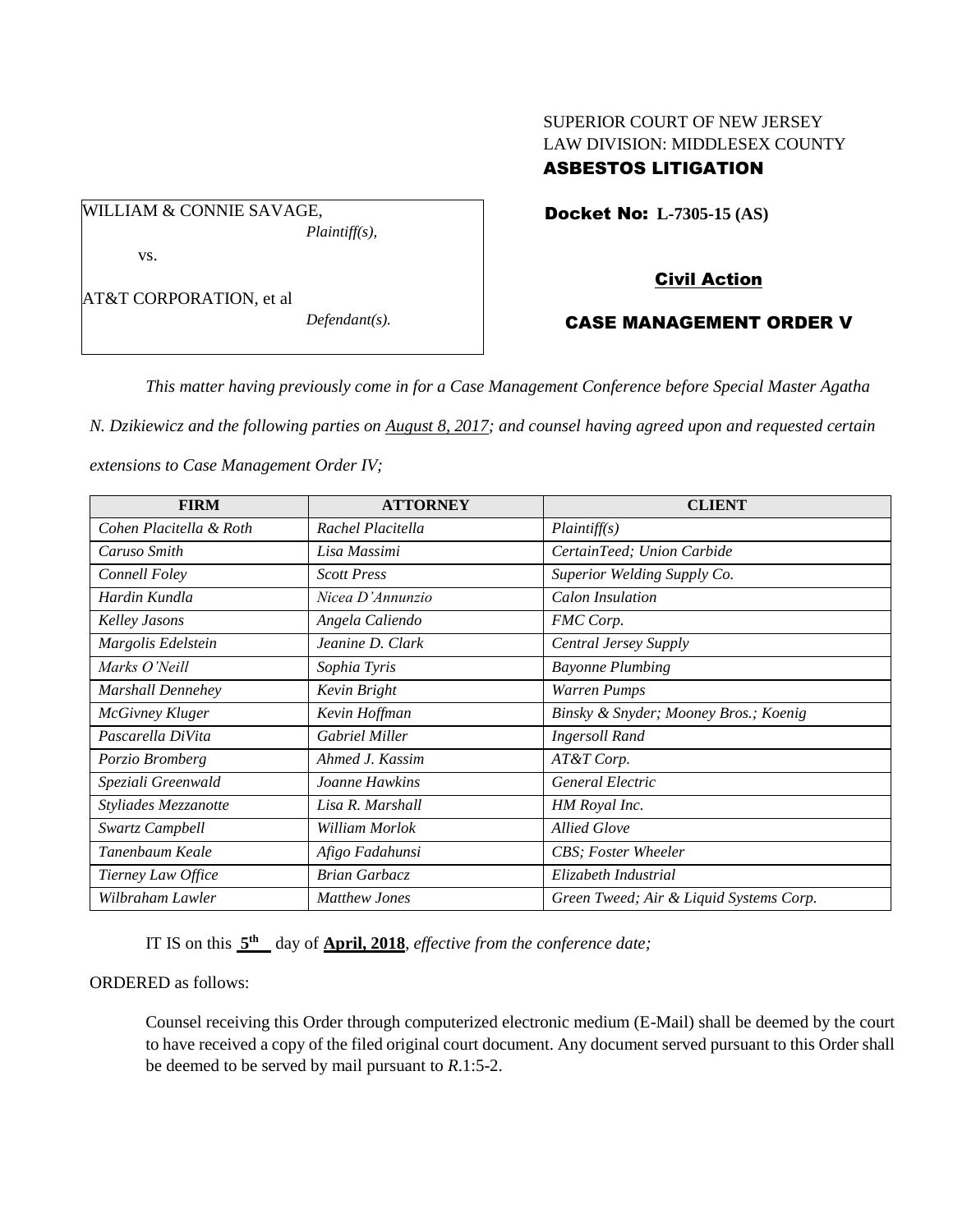SUPERIOR COURT OF NEW JERSEY
LAW DIVISION: MIDDLESEX COUNTY
**ASBESTOS LITIGATION**

WILLIAM & CONNIE SAVAGE,
*Plaintiff(s),*

vs.

AT&T CORPORATION, et al
*Defendant(s).*

**Docket No: L-7305-15 (AS)**

**Civil Action**

**CASE MANAGEMENT ORDER V**

*This matter having previously come in for a Case Management Conference before Special Master Agatha N. Dzikiewicz and the following parties on August 8, 2017; and counsel having agreed upon and requested certain extensions to Case Management Order IV;*

| FIRM | ATTORNEY | CLIENT |
|---|---|---|
| *Cohen Placitella & Roth* | *Rachel Placitella* | *Plaintiff(s)* |
| *Caruso Smith* | *Lisa Massimi* | *CertainTeed; Union Carbide* |
| *Connell Foley* | *Scott Press* | *Superior Welding Supply Co.* |
| *Hardin Kundla* | *Nicea D'Annunzio* | *Calon Insulation* |
| *Kelley Jasons* | *Angela Caliendo* | *FMC Corp.* |
| *Margolis Edelstein* | *Jeanine D. Clark* | *Central Jersey Supply* |
| *Marks O'Neill* | *Sophia Tyris* | *Bayonne Plumbing* |
| *Marshall Dennehey* | *Kevin Bright* | *Warren Pumps* |
| *McGivney Kluger* | *Kevin Hoffman* | *Binsky & Snyder; Mooney Bros.; Koenig* |
| *Pascarella DiVita* | *Gabriel Miller* | *Ingersoll Rand* |
| *Porzio Bromberg* | *Ahmed J. Kassim* | *AT&T Corp.* |
| *Speziali Greenwald* | *Joanne Hawkins* | *General Electric* |
| *Styliades Mezzanotte* | *Lisa R. Marshall* | *HM Royal Inc.* |
| *Swartz Campbell* | *William Morlok* | *Allied Glove* |
| *Tanenbaum Keale* | *Afigo Fadahunsi* | *CBS; Foster Wheeler* |
| *Tierney Law Office* | *Brian Garbacz* | *Elizabeth Industrial* |
| *Wilbraham Lawler* | *Matthew Jones* | *Green Tweed; Air & Liquid Systems Corp.* |

IT IS on this **5th** day of **April, 2018**, *effective from the conference date;*

ORDERED as follows:

Counsel receiving this Order through computerized electronic medium (E-Mail) shall be deemed by the court to have received a copy of the filed original court document. Any document served pursuant to this Order shall be deemed to be served by mail pursuant to *R.*1:5-2.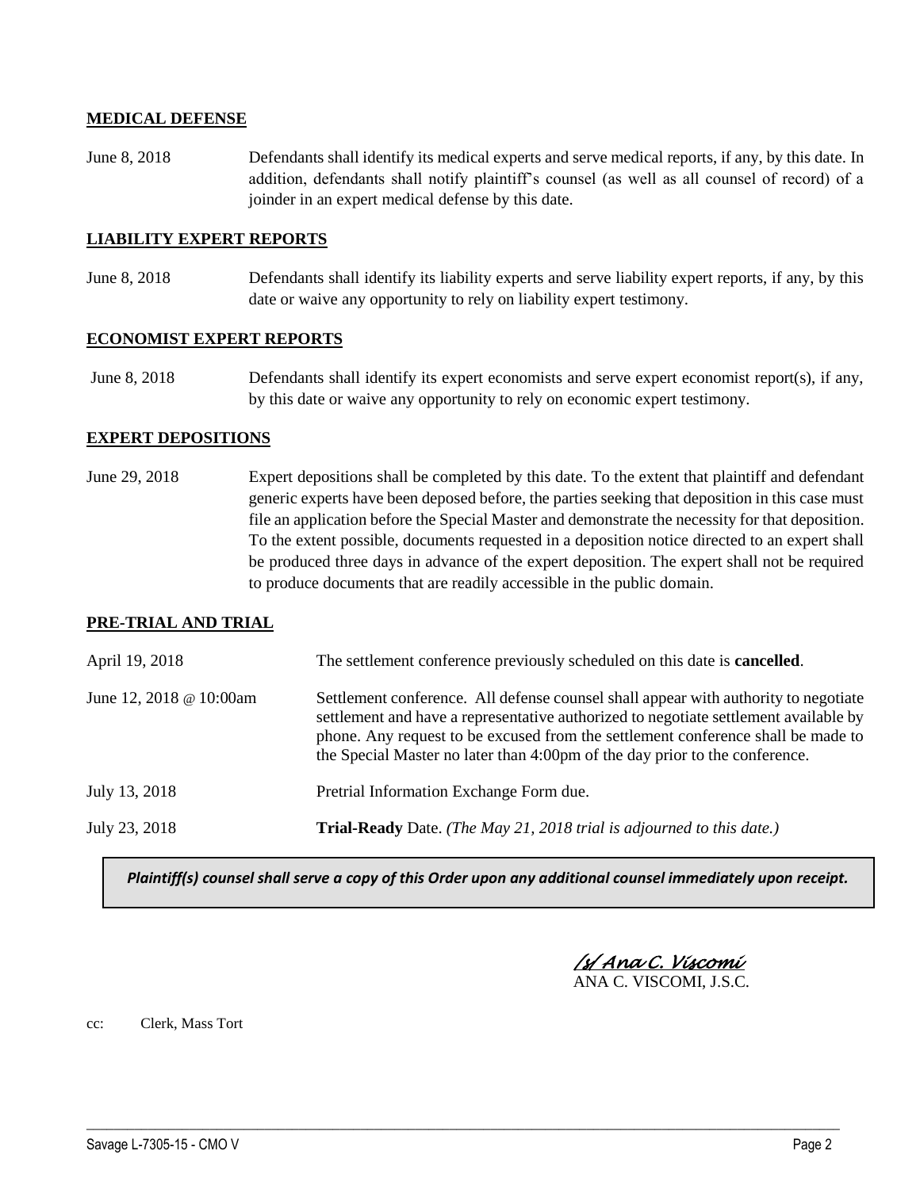**MEDICAL DEFENSE**

| | |
|---|---|
| June 8, 2018 | Defendants shall identify its medical experts and serve medical reports, if any, by this date. In addition, defendants shall notify plaintiff's counsel (as well as all counsel of record) of a joinder in an expert medical defense by this date. |

**LIABILITY EXPERT REPORTS**

| | |
|---|---|
| June 8, 2018 | Defendants shall identify its liability experts and serve liability expert reports, if any, by this date or waive any opportunity to rely on liability expert testimony. |

**ECONOMIST EXPERT REPORTS**

| | |
|---|---|
| June 8, 2018 | Defendants shall identify its expert economists and serve expert economist report(s), if any, by this date or waive any opportunity to rely on economic expert testimony. |

**EXPERT DEPOSITIONS**

| | |
|---|---|
| June 29, 2018 | Expert depositions shall be completed by this date. To the extent that plaintiff and defendant generic experts have been deposed before, the parties seeking that deposition in this case must file an application before the Special Master and demonstrate the necessity for that deposition. To the extent possible, documents requested in a deposition notice directed to an expert shall be produced three days in advance of the expert deposition. The expert shall not be required to produce documents that are readily accessible in the public domain. |

**PRE-TRIAL AND TRIAL**

| | |
|---|---|
| April 19, 2018 | The settlement conference previously scheduled on this date is **cancelled**. |
| June 12, 2018 @ 10:00am | Settlement conference. All defense counsel shall appear with authority to negotiate settlement and have a representative authorized to negotiate settlement available by phone. Any request to be excused from the settlement conference shall be made to the Special Master no later than 4:00pm of the day prior to the conference. |
| July 13, 2018 | Pretrial Information Exchange Form due. |
| July 23, 2018 | **Trial-Ready** Date. *(The May 21, 2018 trial is adjourned to this date.)* |

***Plaintiff(s) counsel shall serve a copy of this Order upon any additional counsel immediately upon receipt.***

*/s/ Ana C. Viscomi*
ANA C. VISCOMI, J.S.C.

cc: Clerk, Mass Tort